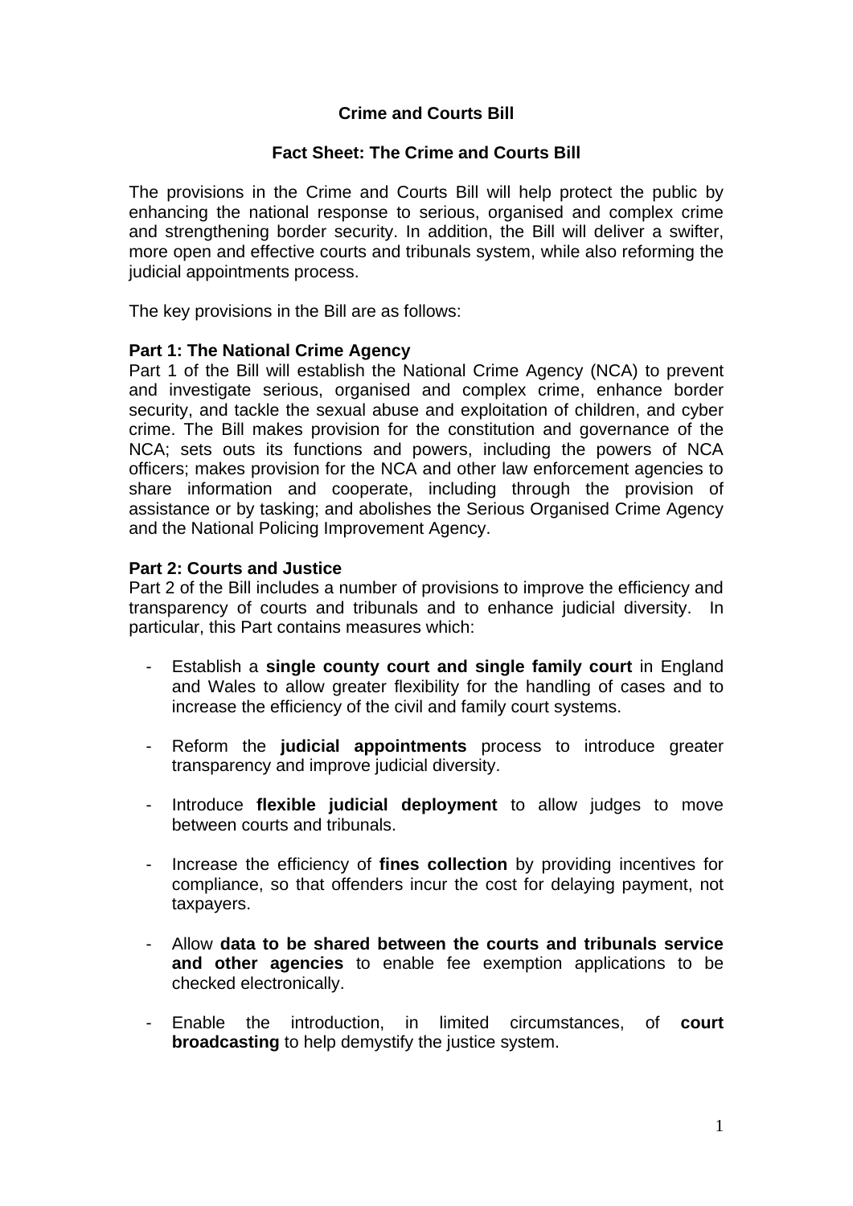# Crime and Courts Bill

## Fact Sheet: The Crime and Courts Bill

The provisions in the Crime and Courts Bill will help protect the public by enhancing the national response to serious, organised and complex crime and strengthening border security. In addition, the Bill will deliver a swifter, more open and effective courts and tribunals system, while also reforming the judicial appointments process.

The key provisions in the Bill are as follows:

**Part 1: The National Crime Agency**

Part 1 of the Bill will establish the National Crime Agency (NCA) to prevent and investigate serious, organised and complex crime, enhance border security, and tackle the sexual abuse and exploitation of children, and cyber crime. The Bill makes provision for the constitution and governance of the NCA; sets outs its functions and powers, including the powers of NCA officers; makes provision for the NCA and other law enforcement agencies to share information and cooperate, including through the provision of assistance or by tasking; and abolishes the Serious Organised Crime Agency and the National Policing Improvement Agency.

**Part 2: Courts and Justice**

Part 2 of the Bill includes a number of provisions to improve the efficiency and transparency of courts and tribunals and to enhance judicial diversity. In particular, this Part contains measures which:

- Establish a **single county court and single family court** in England and Wales to allow greater flexibility for the handling of cases and to increase the efficiency of the civil and family court systems.

- Reform the **judicial appointments** process to introduce greater transparency and improve judicial diversity.

- Introduce **flexible judicial deployment** to allow judges to move between courts and tribunals.

- Increase the efficiency of **fines collection** by providing incentives for compliance, so that offenders incur the cost for delaying payment, not taxpayers.

- Allow **data to be shared between the courts and tribunals service and other agencies** to enable fee exemption applications to be checked electronically.

- Enable the introduction, in limited circumstances, of **court broadcasting** to help demystify the justice system.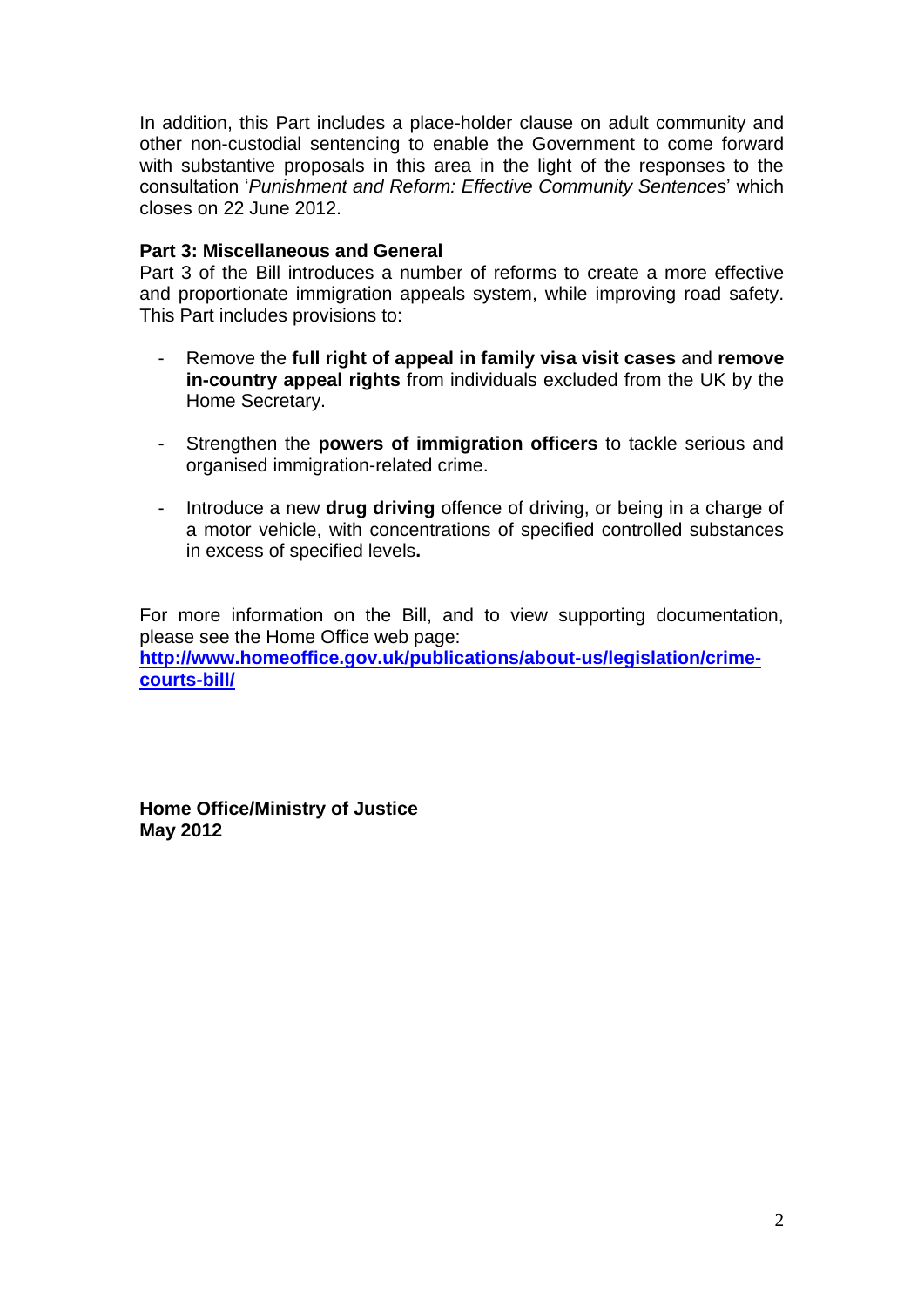In addition, this Part includes a place-holder clause on adult community and other non-custodial sentencing to enable the Government to come forward with substantive proposals in this area in the light of the responses to the consultation '*Punishment and Reform: Effective Community Sentences*' which closes on 22 June 2012.

**Part 3: Miscellaneous and General**

Part 3 of the Bill introduces a number of reforms to create a more effective and proportionate immigration appeals system, while improving road safety. This Part includes provisions to:

- Remove the **full right of appeal in family visa visit cases** and **remove in-country appeal rights** from individuals excluded from the UK by the Home Secretary.

- Strengthen the **powers of immigration officers** to tackle serious and organised immigration-related crime.

- Introduce a new **drug driving** offence of driving, or being in a charge of a motor vehicle, with concentrations of specified controlled substances in excess of specified levels**.**

For more information on the Bill, and to view supporting documentation, please see the Home Office web page: **http://www.homeoffice.gov.uk/publications/about-us/legislation/crime-courts-bill/**

**Home Office/Ministry of Justice**
**May 2012**